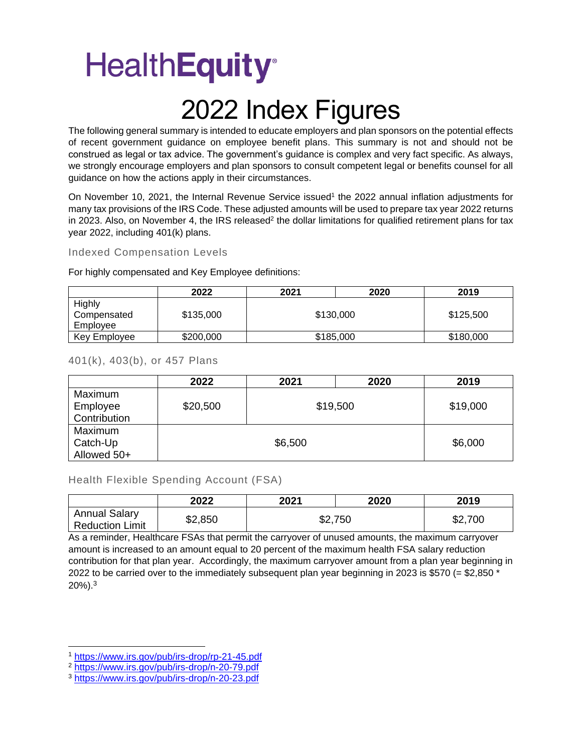# HealthEquity

# 2022 Index Figures

The following general summary is intended to educate employers and plan sponsors on the potential effects of recent government guidance on employee benefit plans. This summary is not and should not be construed as legal or tax advice. The government's guidance is complex and very fact specific. As always, we strongly encourage employers and plan sponsors to consult competent legal or benefits counsel for all guidance on how the actions apply in their circumstances.

On November 10, 2021, the Internal Revenue Service issued[1] the 2022 annual inflation adjustments for many tax provisions of the IRS Code. These adjusted amounts will be used to prepare tax year 2022 returns in 2023. Also, on November 4, the IRS released[2] the dollar limitations for qualified retirement plans for tax year 2022, including 401(k) plans.

## Indexed Compensation Levels

For highly compensated and Key Employee definitions:

| | 2022 | 2021 | 2020 | 2019 |
|---|---|---|---|---|
| Highly Compensated Employee | $135,000 | $130,000 | | $125,500 |
| Key Employee | $200,000 | $185,000 | | $180,000 |

## 401(k), 403(b), or 457 Plans

| | 2022 | 2021 | 2020 | 2019 |
|---|---|---|---|---|
| Maximum Employee Contribution | $20,500 | $19,500 | | $19,000 |
| Maximum Catch-Up Allowed 50+ | $6,500 | | | $6,000 |

## Health Flexible Spending Account (FSA)

| | 2022 | 2021 | 2020 | 2019 |
|---|---|---|---|---|
| Annual Salary Reduction Limit | $2,850 | $2,750 | | $2,700 |

As a reminder, Healthcare FSAs that permit the carryover of unused amounts, the maximum carryover amount is increased to an amount equal to 20 percent of the maximum health FSA salary reduction contribution for that plan year. Accordingly, the maximum carryover amount from a plan year beginning in 2022 to be carried over to the immediately subsequent plan year beginning in 2023 is $570 (= $2,850 * 20%).[3]

---

[1] https://www.irs.gov/pub/irs-drop/rp-21-45.pdf

[2] https://www.irs.gov/pub/irs-drop/n-20-79.pdf

[3] https://www.irs.gov/pub/irs-drop/n-20-23.pdf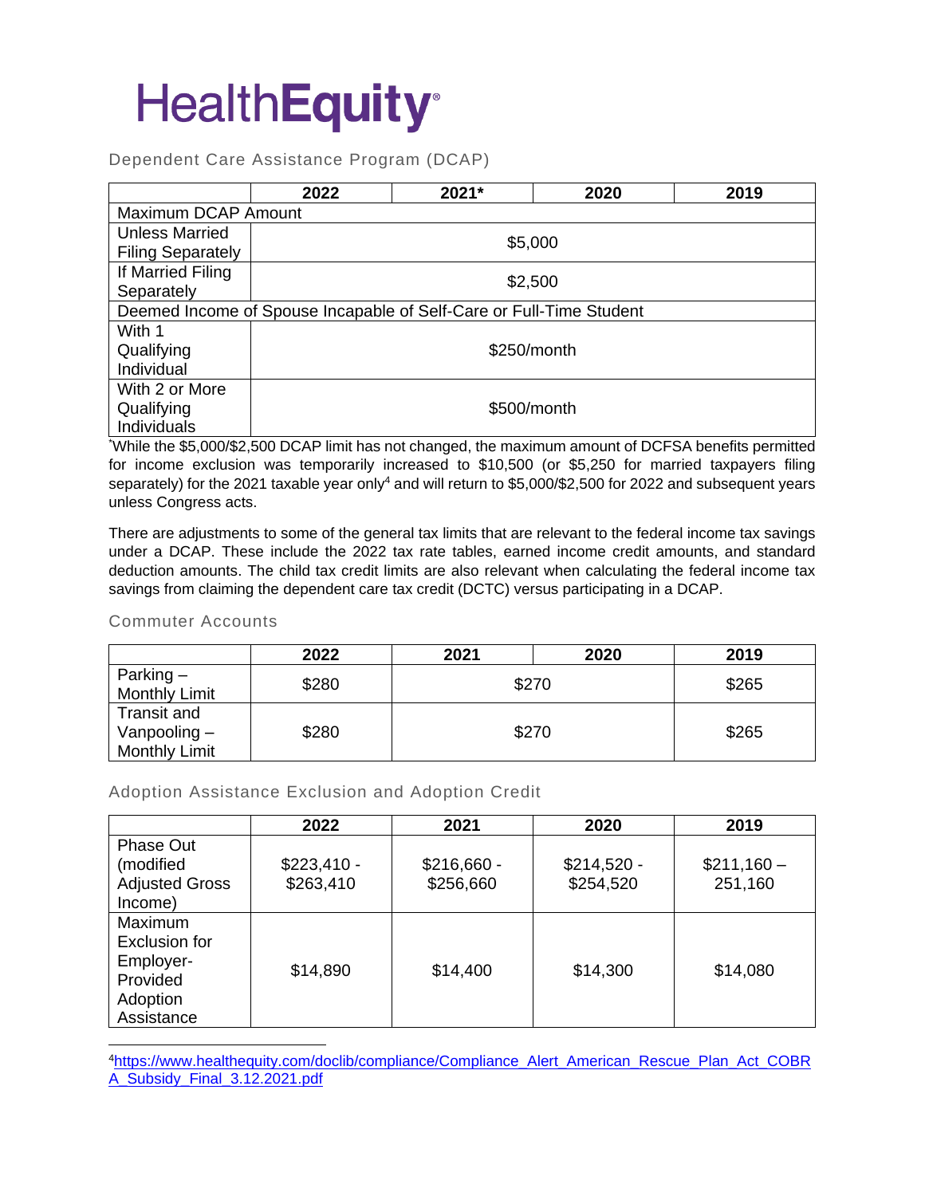# HealthEquity

## Dependent Care Assistance Program (DCAP)

| | 2022 | 2021* | 2020 | 2019 |
|---|---|---|---|---|
| Maximum DCAP Amount | | | | |
| Unless Married Filing Separately | $5,000 | | | |
| If Married Filing Separately | $2,500 | | | |
| Deemed Income of Spouse Incapable of Self-Care or Full-Time Student | | | | |
| With 1 Qualifying Individual | $250/month | | | |
| With 2 or More Qualifying Individuals | $500/month | | | |

*While the $5,000/$2,500 DCAP limit has not changed, the maximum amount of DCFSA benefits permitted for income exclusion was temporarily increased to $10,500 (or $5,250 for married taxpayers filing separately) for the 2021 taxable year only[4] and will return to $5,000/$2,500 for 2022 and subsequent years unless Congress acts.

There are adjustments to some of the general tax limits that are relevant to the federal income tax savings under a DCAP. These include the 2022 tax rate tables, earned income credit amounts, and standard deduction amounts. The child tax credit limits are also relevant when calculating the federal income tax savings from claiming the dependent care tax credit (DCTC) versus participating in a DCAP.

## Commuter Accounts

| | 2022 | 2021 | 2020 | 2019 |
|---|---|---|---|---|
| Parking – Monthly Limit | $280 | $270 | | $265 |
| Transit and Vanpooling – Monthly Limit | $280 | $270 | | $265 |

## Adoption Assistance Exclusion and Adoption Credit

| | 2022 | 2021 | 2020 | 2019 |
|---|---|---|---|---|
| Phase Out (modified Adjusted Gross Income) | $223,410 - $263,410 | $216,660 - $256,660 | $214,520 - $254,520 | $211,160 – 251,160 |
| Maximum Exclusion for Employer-Provided Adoption Assistance | $14,890 | $14,400 | $14,300 | $14,080 |

[4]https://www.healthequity.com/doclib/compliance/Compliance_Alert_American_Rescue_Plan_Act_COBRA_Subsidy_Final_3.12.2021.pdf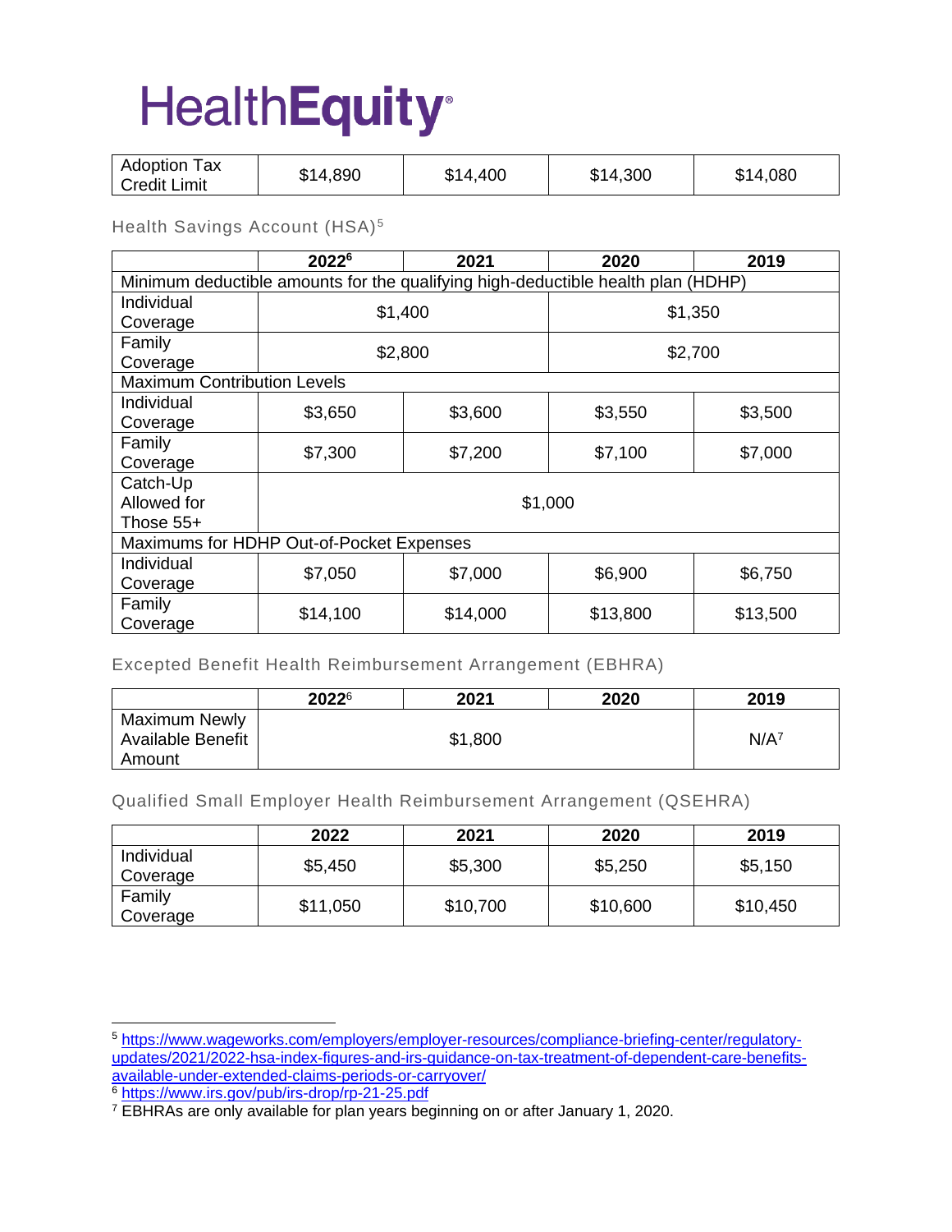| Adoption Tax Credit Limit | $14,890 | $14,400 | $14,300 | $14,080 |
|---|---|---|---|---|

### Health Savings Account (HSA)[5]

| | 2022[6] | 2021 | 2020 | 2019 |
|---|---|---|---|---|
| Minimum deductible amounts for the qualifying high-deductible health plan (HDHP) | | | | |
| Individual Coverage | $1,400 | | $1,350 | |
| Family Coverage | $2,800 | | $2,700 | |
| Maximum Contribution Levels | | | | |
| Individual Coverage | $3,650 | $3,600 | $3,550 | $3,500 |
| Family Coverage | $7,300 | $7,200 | $7,100 | $7,000 |
| Catch-Up Allowed for Those 55+ | $1,000 | | | |
| Maximums for HDHP Out-of-Pocket Expenses | | | | |
| Individual Coverage | $7,050 | $7,000 | $6,900 | $6,750 |
| Family Coverage | $14,100 | $14,000 | $13,800 | $13,500 |

### Excepted Benefit Health Reimbursement Arrangement (EBHRA)

| | 2022[6] | 2021 | 2020 | 2019 |
|---|---|---|---|---|
| Maximum Newly Available Benefit Amount | $1,800 | | | N/A[7] |

### Qualified Small Employer Health Reimbursement Arrangement (QSEHRA)

| | 2022 | 2021 | 2020 | 2019 |
|---|---|---|---|---|
| Individual Coverage | $5,450 | $5,300 | $5,250 | $5,150 |
| Family Coverage | $11,050 | $10,700 | $10,600 | $10,450 |

---

[5] https://www.wageworks.com/employers/employer-resources/compliance-briefing-center/regulatory-updates/2021/2022-hsa-index-figures-and-irs-guidance-on-tax-treatment-of-dependent-care-benefits-available-under-extended-claims-periods-or-carryover/

[6] https://www.irs.gov/pub/irs-drop/rp-21-25.pdf

[7] EBHRAs are only available for plan years beginning on or after January 1, 2020.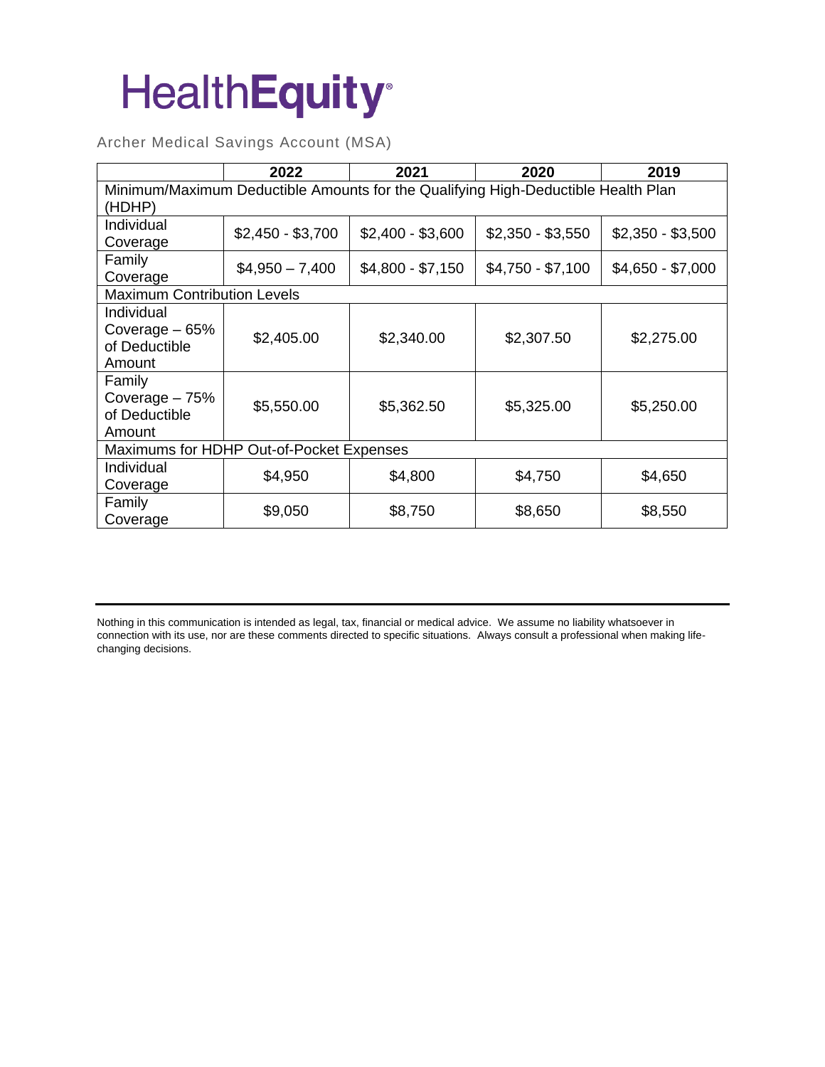# HealthEquity®

Archer Medical Savings Account (MSA)

| | 2022 | 2021 | 2020 | 2019 |
|---|---|---|---|---|
| Minimum/Maximum Deductible Amounts for the Qualifying High-Deductible Health Plan (HDHP) | | | | |
| Individual Coverage | $2,450 - $3,700 | $2,400 - $3,600 | $2,350 - $3,550 | $2,350 - $3,500 |
| Family Coverage | $4,950 – 7,400 | $4,800 - $7,150 | $4,750 - $7,100 | $4,650 - $7,000 |
| Maximum Contribution Levels | | | | |
| Individual Coverage – 65% of Deductible Amount | $2,405.00 | $2,340.00 | $2,307.50 | $2,275.00 |
| Family Coverage – 75% of Deductible Amount | $5,550.00 | $5,362.50 | $5,325.00 | $5,250.00 |
| Maximums for HDHP Out-of-Pocket Expenses | | | | |
| Individual Coverage | $4,950 | $4,800 | $4,750 | $4,650 |
| Family Coverage | $9,050 | $8,750 | $8,650 | $8,550 |

---

Nothing in this communication is intended as legal, tax, financial or medical advice. We assume no liability whatsoever in connection with its use, nor are these comments directed to specific situations. Always consult a professional when making life-changing decisions.